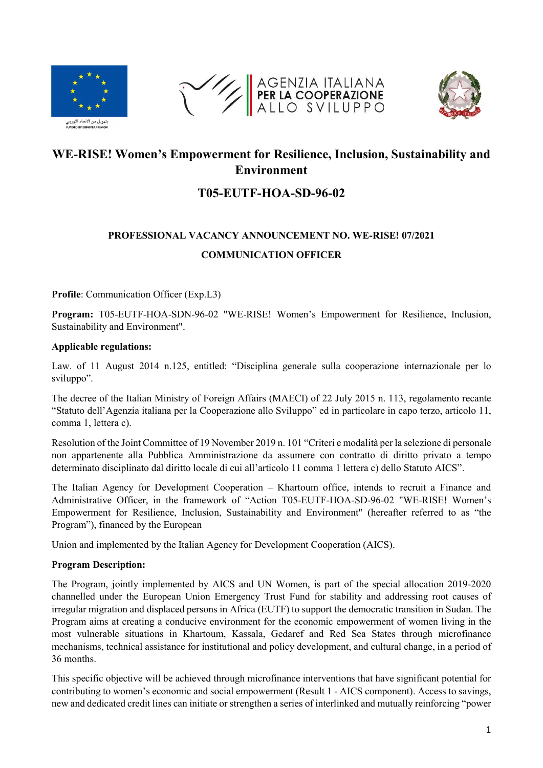# WE-RISE! Women's Empowerment for Resilience, Inclusion, Sustainability and Environment

## T05-EUTF-HOA-SD-96-02

### PROFESSIONAL VACANCY ANNOUNCEMENT NO. WE-RISE! 07/2021

### COMMUNICATION OFFICER

**Profile**: Communication Officer (Exp.L3)

**Program:** T05-EUTF-HOA-SDN-96-02 "WE-RISE! Women's Empowerment for Resilience, Inclusion, Sustainability and Environment".

**Applicable regulations:**

Law. of 11 August 2014 n.125, entitled: "Disciplina generale sulla cooperazione internazionale per lo sviluppo".

The decree of the Italian Ministry of Foreign Affairs (MAECI) of 22 July 2015 n. 113, regolamento recante "Statuto dell'Agenzia italiana per la Cooperazione allo Sviluppo" ed in particolare in capo terzo, articolo 11, comma 1, lettera c).

Resolution of the Joint Committee of 19 November 2019 n. 101 "Criteri e modalità per la selezione di personale non appartenente alla Pubblica Amministrazione da assumere con contratto di diritto privato a tempo determinato disciplinato dal diritto locale di cui all'articolo 11 comma 1 lettera c) dello Statuto AICS".

The Italian Agency for Development Cooperation – Khartoum office, intends to recruit a Finance and Administrative Officer, in the framework of "Action T05-EUTF-HOA-SD-96-02 "WE-RISE! Women's Empowerment for Resilience, Inclusion, Sustainability and Environment" (hereafter referred to as "the Program"), financed by the European

Union and implemented by the Italian Agency for Development Cooperation (AICS).

**Program Description:**

The Program, jointly implemented by AICS and UN Women, is part of the special allocation 2019-2020 channelled under the European Union Emergency Trust Fund for stability and addressing root causes of irregular migration and displaced persons in Africa (EUTF) to support the democratic transition in Sudan. The Program aims at creating a conducive environment for the economic empowerment of women living in the most vulnerable situations in Khartoum, Kassala, Gedaref and Red Sea States through microfinance mechanisms, technical assistance for institutional and policy development, and cultural change, in a period of 36 months.

This specific objective will be achieved through microfinance interventions that have significant potential for contributing to women's economic and social empowerment (Result 1 - AICS component). Access to savings, new and dedicated credit lines can initiate or strengthen a series of interlinked and mutually reinforcing "power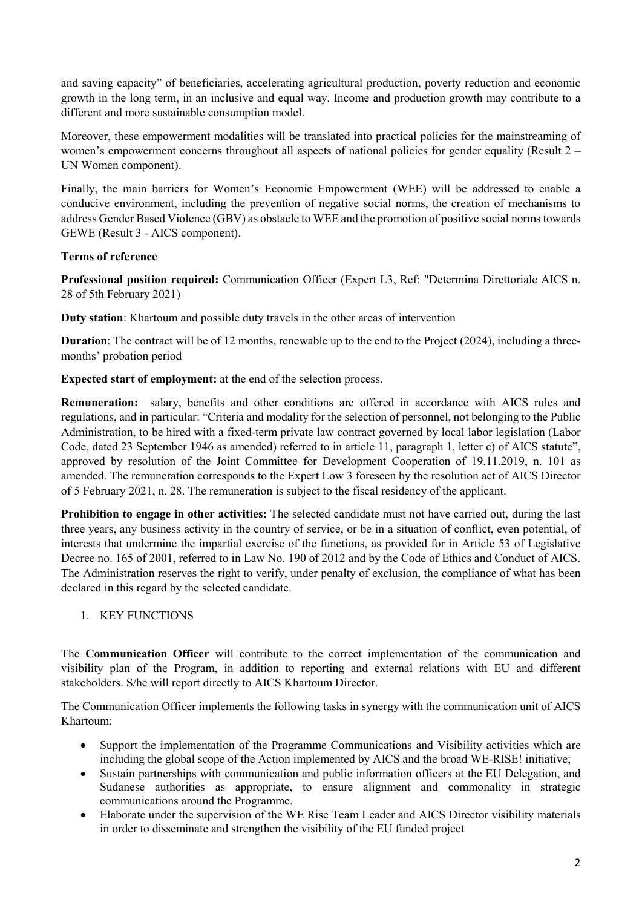and saving capacity" of beneficiaries, accelerating agricultural production, poverty reduction and economic growth in the long term, in an inclusive and equal way. Income and production growth may contribute to a different and more sustainable consumption model.

Moreover, these empowerment modalities will be translated into practical policies for the mainstreaming of women's empowerment concerns throughout all aspects of national policies for gender equality (Result 2 – UN Women component).

Finally, the main barriers for Women's Economic Empowerment (WEE) will be addressed to enable a conducive environment, including the prevention of negative social norms, the creation of mechanisms to address Gender Based Violence (GBV) as obstacle to WEE and the promotion of positive social norms towards GEWE (Result 3 - AICS component).

**Terms of reference**

**Professional position required:** Communication Officer (Expert L3, Ref: "Determina Direttoriale AICS n. 28 of 5th February 2021)

**Duty station**: Khartoum and possible duty travels in the other areas of intervention

**Duration**: The contract will be of 12 months, renewable up to the end to the Project (2024), including a three-months' probation period

**Expected start of employment:** at the end of the selection process.

**Remuneration:** salary, benefits and other conditions are offered in accordance with AICS rules and regulations, and in particular: "Criteria and modality for the selection of personnel, not belonging to the Public Administration, to be hired with a fixed-term private law contract governed by local labor legislation (Labor Code, dated 23 September 1946 as amended) referred to in article 11, paragraph 1, letter c) of AICS statute", approved by resolution of the Joint Committee for Development Cooperation of 19.11.2019, n. 101 as amended. The remuneration corresponds to the Expert Low 3 foreseen by the resolution act of AICS Director of 5 February 2021, n. 28. The remuneration is subject to the fiscal residency of the applicant.

**Prohibition to engage in other activities:** The selected candidate must not have carried out, during the last three years, any business activity in the country of service, or be in a situation of conflict, even potential, of interests that undermine the impartial exercise of the functions, as provided for in Article 53 of Legislative Decree no. 165 of 2001, referred to in Law No. 190 of 2012 and by the Code of Ethics and Conduct of AICS. The Administration reserves the right to verify, under penalty of exclusion, the compliance of what has been declared in this regard by the selected candidate.

1. KEY FUNCTIONS

The **Communication Officer** will contribute to the correct implementation of the communication and visibility plan of the Program, in addition to reporting and external relations with EU and different stakeholders. S/he will report directly to AICS Khartoum Director.

The Communication Officer implements the following tasks in synergy with the communication unit of AICS Khartoum:

- Support the implementation of the Programme Communications and Visibility activities which are including the global scope of the Action implemented by AICS and the broad WE-RISE! initiative;
- Sustain partnerships with communication and public information officers at the EU Delegation, and Sudanese authorities as appropriate, to ensure alignment and commonality in strategic communications around the Programme.
- Elaborate under the supervision of the WE Rise Team Leader and AICS Director visibility materials in order to disseminate and strengthen the visibility of the EU funded project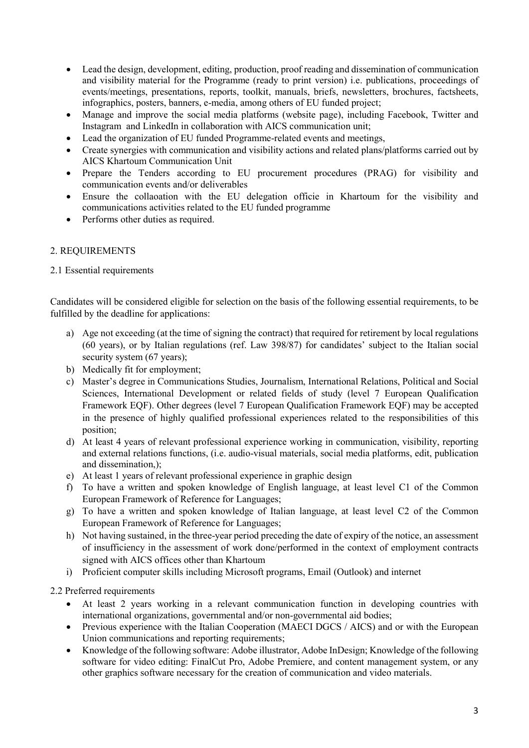- Lead the design, development, editing, production, proof reading and dissemination of communication and visibility material for the Programme (ready to print version) i.e. publications, proceedings of events/meetings, presentations, reports, toolkit, manuals, briefs, newsletters, brochures, factsheets, infographics, posters, banners, e-media, among others of EU funded project;
- Manage and improve the social media platforms (website page), including Facebook, Twitter and Instagram and LinkedIn in collaboration with AICS communication unit;
- Lead the organization of EU funded Programme-related events and meetings,
- Create synergies with communication and visibility actions and related plans/platforms carried out by AICS Khartoum Communication Unit
- Prepare the Tenders according to EU procurement procedures (PRAG) for visibility and communication events and/or deliverables
- Ensure the collaoation with the EU delegation officie in Khartoum for the visibility and communications activities related to the EU funded programme
- Performs other duties as required.

## 2. REQUIREMENTS

### 2.1 Essential requirements

Candidates will be considered eligible for selection on the basis of the following essential requirements, to be fulfilled by the deadline for applications:

a) Age not exceeding (at the time of signing the contract) that required for retirement by local regulations (60 years), or by Italian regulations (ref. Law 398/87) for candidates' subject to the Italian social security system (67 years);
b) Medically fit for employment;
c) Master's degree in Communications Studies, Journalism, International Relations, Political and Social Sciences, International Development or related fields of study (level 7 European Qualification Framework EQF). Other degrees (level 7 European Qualification Framework EQF) may be accepted in the presence of highly qualified professional experiences related to the responsibilities of this position;
d) At least 4 years of relevant professional experience working in communication, visibility, reporting and external relations functions, (i.e. audio-visual materials, social media platforms, edit, publication and dissemination,);
e) At least 1 years of relevant professional experience in graphic design
f) To have a written and spoken knowledge of English language, at least level C1 of the Common European Framework of Reference for Languages;
g) To have a written and spoken knowledge of Italian language, at least level C2 of the Common European Framework of Reference for Languages;
h) Not having sustained, in the three-year period preceding the date of expiry of the notice, an assessment of insufficiency in the assessment of work done/performed in the context of employment contracts signed with AICS offices other than Khartoum
i) Proficient computer skills including Microsoft programs, Email (Outlook) and internet

### 2.2 Preferred requirements

- At least 2 years working in a relevant communication function in developing countries with international organizations, governmental and/or non-governmental aid bodies;
- Previous experience with the Italian Cooperation (MAECI DGCS / AICS) and or with the European Union communications and reporting requirements;
- Knowledge of the following software: Adobe illustrator, Adobe InDesign; Knowledge of the following software for video editing: FinalCut Pro, Adobe Premiere, and content management system, or any other graphics software necessary for the creation of communication and video materials.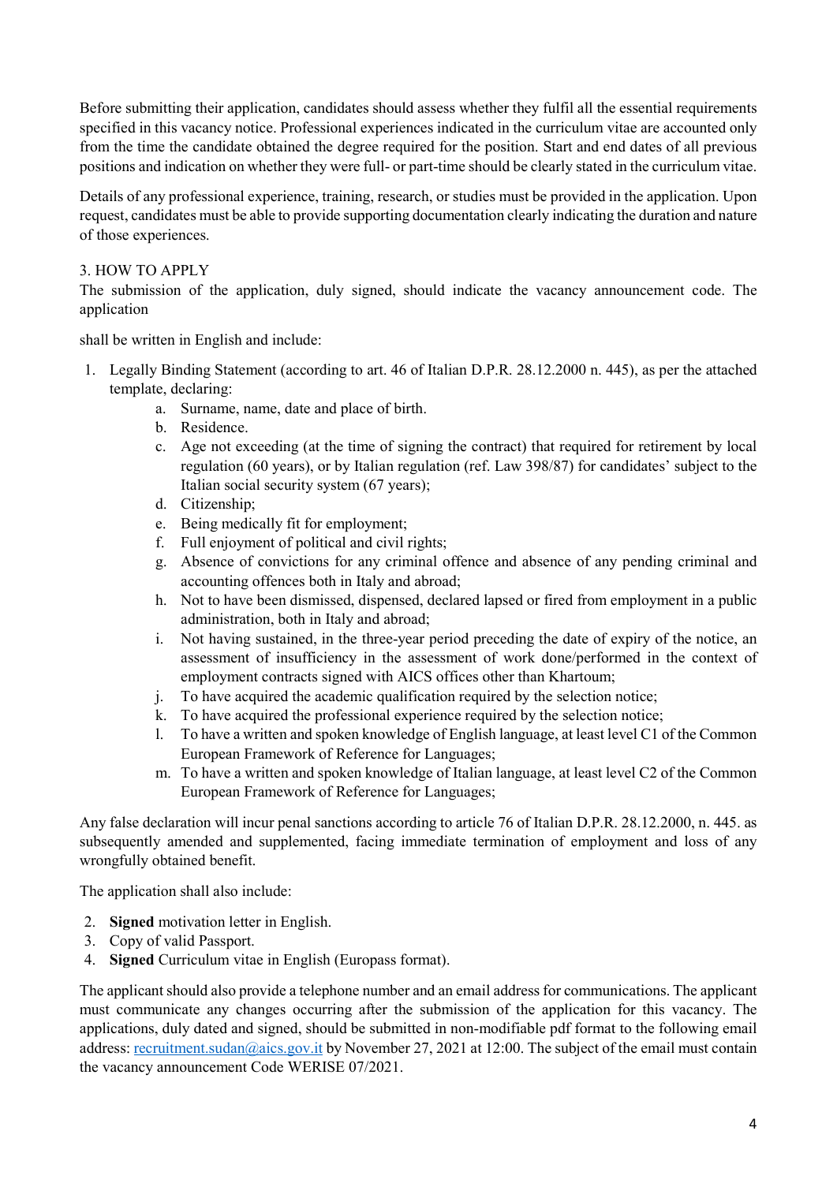Before submitting their application, candidates should assess whether they fulfil all the essential requirements specified in this vacancy notice. Professional experiences indicated in the curriculum vitae are accounted only from the time the candidate obtained the degree required for the position. Start and end dates of all previous positions and indication on whether they were full- or part-time should be clearly stated in the curriculum vitae.

Details of any professional experience, training, research, or studies must be provided in the application. Upon request, candidates must be able to provide supporting documentation clearly indicating the duration and nature of those experiences.

## 3. HOW TO APPLY

The submission of the application, duly signed, should indicate the vacancy announcement code. The application

shall be written in English and include:

1. Legally Binding Statement (according to art. 46 of Italian D.P.R. 28.12.2000 n. 445), as per the attached template, declaring:
    a. Surname, name, date and place of birth.
    b. Residence.
    c. Age not exceeding (at the time of signing the contract) that required for retirement by local regulation (60 years), or by Italian regulation (ref. Law 398/87) for candidates' subject to the Italian social security system (67 years);
    d. Citizenship;
    e. Being medically fit for employment;
    f. Full enjoyment of political and civil rights;
    g. Absence of convictions for any criminal offence and absence of any pending criminal and accounting offences both in Italy and abroad;
    h. Not to have been dismissed, dispensed, declared lapsed or fired from employment in a public administration, both in Italy and abroad;
    i. Not having sustained, in the three-year period preceding the date of expiry of the notice, an assessment of insufficiency in the assessment of work done/performed in the context of employment contracts signed with AICS offices other than Khartoum;
    j. To have acquired the academic qualification required by the selection notice;
    k. To have acquired the professional experience required by the selection notice;
    l. To have a written and spoken knowledge of English language, at least level C1 of the Common European Framework of Reference for Languages;
    m. To have a written and spoken knowledge of Italian language, at least level C2 of the Common European Framework of Reference for Languages;

Any false declaration will incur penal sanctions according to article 76 of Italian D.P.R. 28.12.2000, n. 445. as subsequently amended and supplemented, facing immediate termination of employment and loss of any wrongfully obtained benefit.

The application shall also include:

2. **Signed** motivation letter in English.
3. Copy of valid Passport.
4. **Signed** Curriculum vitae in English (Europass format).

The applicant should also provide a telephone number and an email address for communications. The applicant must communicate any changes occurring after the submission of the application for this vacancy. The applications, duly dated and signed, should be submitted in non-modifiable pdf format to the following email address: recruitment.sudan@aics.gov.it by November 27, 2021 at 12:00. The subject of the email must contain the vacancy announcement Code WERISE 07/2021.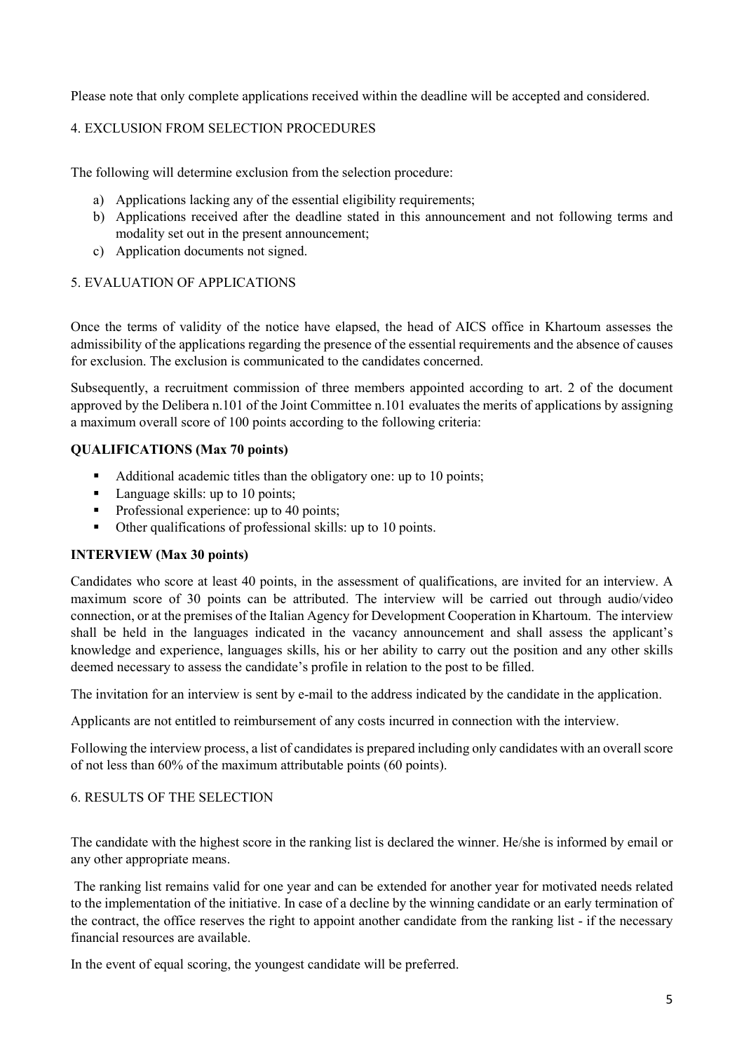Please note that only complete applications received within the deadline will be accepted and considered.

## 4. EXCLUSION FROM SELECTION PROCEDURES

The following will determine exclusion from the selection procedure:

a) Applications lacking any of the essential eligibility requirements;
b) Applications received after the deadline stated in this announcement and not following terms and modality set out in the present announcement;
c) Application documents not signed.

## 5. EVALUATION OF APPLICATIONS

Once the terms of validity of the notice have elapsed, the head of AICS office in Khartoum assesses the admissibility of the applications regarding the presence of the essential requirements and the absence of causes for exclusion. The exclusion is communicated to the candidates concerned.

Subsequently, a recruitment commission of three members appointed according to art. 2 of the document approved by the Delibera n.101 of the Joint Committee n.101 evaluates the merits of applications by assigning a maximum overall score of 100 points according to the following criteria:

**QUALIFICATIONS (Max 70 points)**

- Additional academic titles than the obligatory one: up to 10 points;
- Language skills: up to 10 points;
- Professional experience: up to 40 points;
- Other qualifications of professional skills: up to 10 points.

**INTERVIEW (Max 30 points)**

Candidates who score at least 40 points, in the assessment of qualifications, are invited for an interview. A maximum score of 30 points can be attributed. The interview will be carried out through audio/video connection, or at the premises of the Italian Agency for Development Cooperation in Khartoum. The interview shall be held in the languages indicated in the vacancy announcement and shall assess the applicant's knowledge and experience, languages skills, his or her ability to carry out the position and any other skills deemed necessary to assess the candidate's profile in relation to the post to be filled.

The invitation for an interview is sent by e-mail to the address indicated by the candidate in the application.

Applicants are not entitled to reimbursement of any costs incurred in connection with the interview.

Following the interview process, a list of candidates is prepared including only candidates with an overall score of not less than 60% of the maximum attributable points (60 points).

## 6. RESULTS OF THE SELECTION

The candidate with the highest score in the ranking list is declared the winner. He/she is informed by email or any other appropriate means.

The ranking list remains valid for one year and can be extended for another year for motivated needs related to the implementation of the initiative. In case of a decline by the winning candidate or an early termination of the contract, the office reserves the right to appoint another candidate from the ranking list - if the necessary financial resources are available.

In the event of equal scoring, the youngest candidate will be preferred.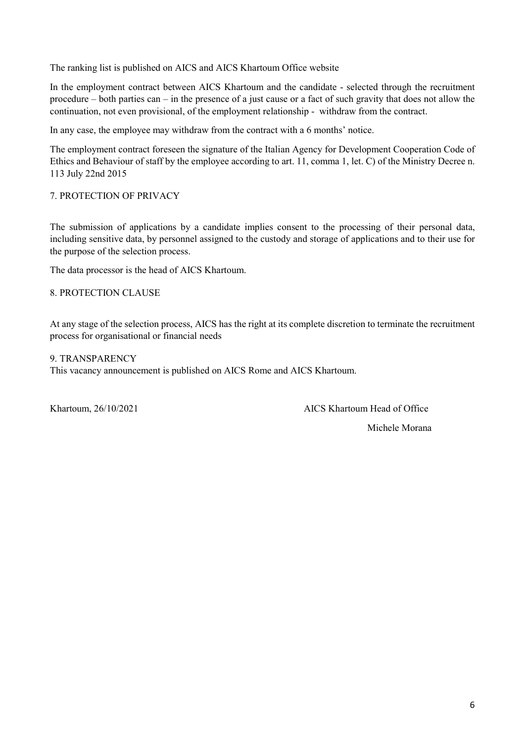The ranking list is published on AICS and AICS Khartoum Office website

In the employment contract between AICS Khartoum and the candidate - selected through the recruitment procedure – both parties can – in the presence of a just cause or a fact of such gravity that does not allow the continuation, not even provisional, of the employment relationship - withdraw from the contract.

In any case, the employee may withdraw from the contract with a 6 months' notice.

The employment contract foreseen the signature of the Italian Agency for Development Cooperation Code of Ethics and Behaviour of staff by the employee according to art. 11, comma 1, let. C) of the Ministry Decree n. 113 July 22nd 2015

## 7. PROTECTION OF PRIVACY

The submission of applications by a candidate implies consent to the processing of their personal data, including sensitive data, by personnel assigned to the custody and storage of applications and to their use for the purpose of the selection process.

The data processor is the head of AICS Khartoum.

## 8. PROTECTION CLAUSE

At any stage of the selection process, AICS has the right at its complete discretion to terminate the recruitment process for organisational or financial needs

## 9. TRANSPARENCY

This vacancy announcement is published on AICS Rome and AICS Khartoum.

Khartoum, 26/10/2021

AICS Khartoum Head of Office

Michele Morana